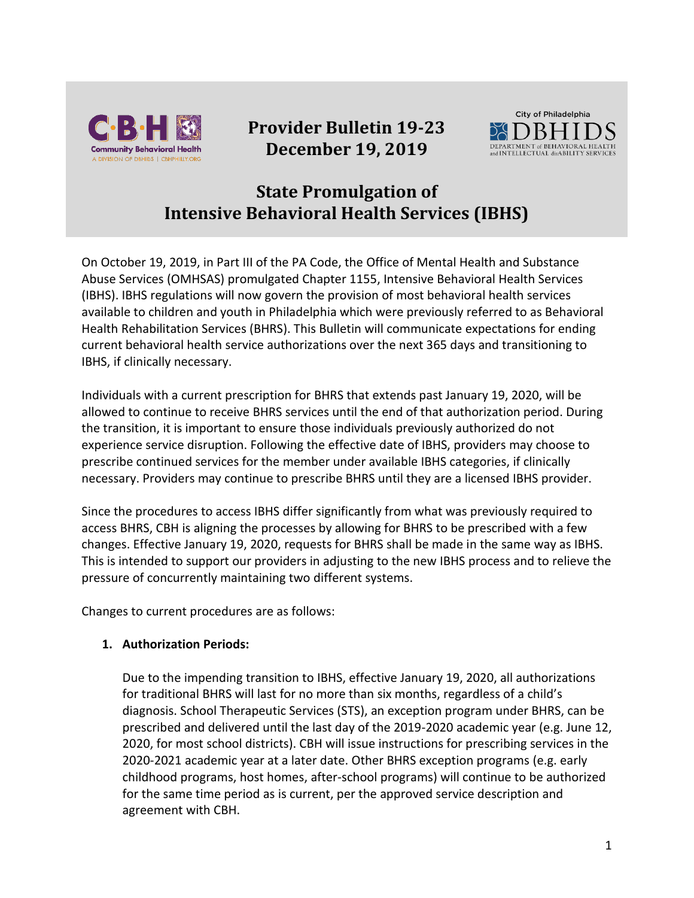**Provider Bulletin 19-23**
**December 19, 2019**

# State Promulgation of Intensive Behavioral Health Services (IBHS)

On October 19, 2019, in Part III of the PA Code, the Office of Mental Health and Substance Abuse Services (OMHSAS) promulgated Chapter 1155, Intensive Behavioral Health Services (IBHS). IBHS regulations will now govern the provision of most behavioral health services available to children and youth in Philadelphia which were previously referred to as Behavioral Health Rehabilitation Services (BHRS). This Bulletin will communicate expectations for ending current behavioral health service authorizations over the next 365 days and transitioning to IBHS, if clinically necessary.

Individuals with a current prescription for BHRS that extends past January 19, 2020, will be allowed to continue to receive BHRS services until the end of that authorization period. During the transition, it is important to ensure those individuals previously authorized do not experience service disruption. Following the effective date of IBHS, providers may choose to prescribe continued services for the member under available IBHS categories, if clinically necessary. Providers may continue to prescribe BHRS until they are a licensed IBHS provider.

Since the procedures to access IBHS differ significantly from what was previously required to access BHRS, CBH is aligning the processes by allowing for BHRS to be prescribed with a few changes. Effective January 19, 2020, requests for BHRS shall be made in the same way as IBHS. This is intended to support our providers in adjusting to the new IBHS process and to relieve the pressure of concurrently maintaining two different systems.

Changes to current procedures are as follows:

1. **Authorization Periods:**

   Due to the impending transition to IBHS, effective January 19, 2020, all authorizations for traditional BHRS will last for no more than six months, regardless of a child's diagnosis. School Therapeutic Services (STS), an exception program under BHRS, can be prescribed and delivered until the last day of the 2019-2020 academic year (e.g. June 12, 2020, for most school districts). CBH will issue instructions for prescribing services in the 2020-2021 academic year at a later date. Other BHRS exception programs (e.g. early childhood programs, host homes, after-school programs) will continue to be authorized for the same time period as is current, per the approved service description and agreement with CBH.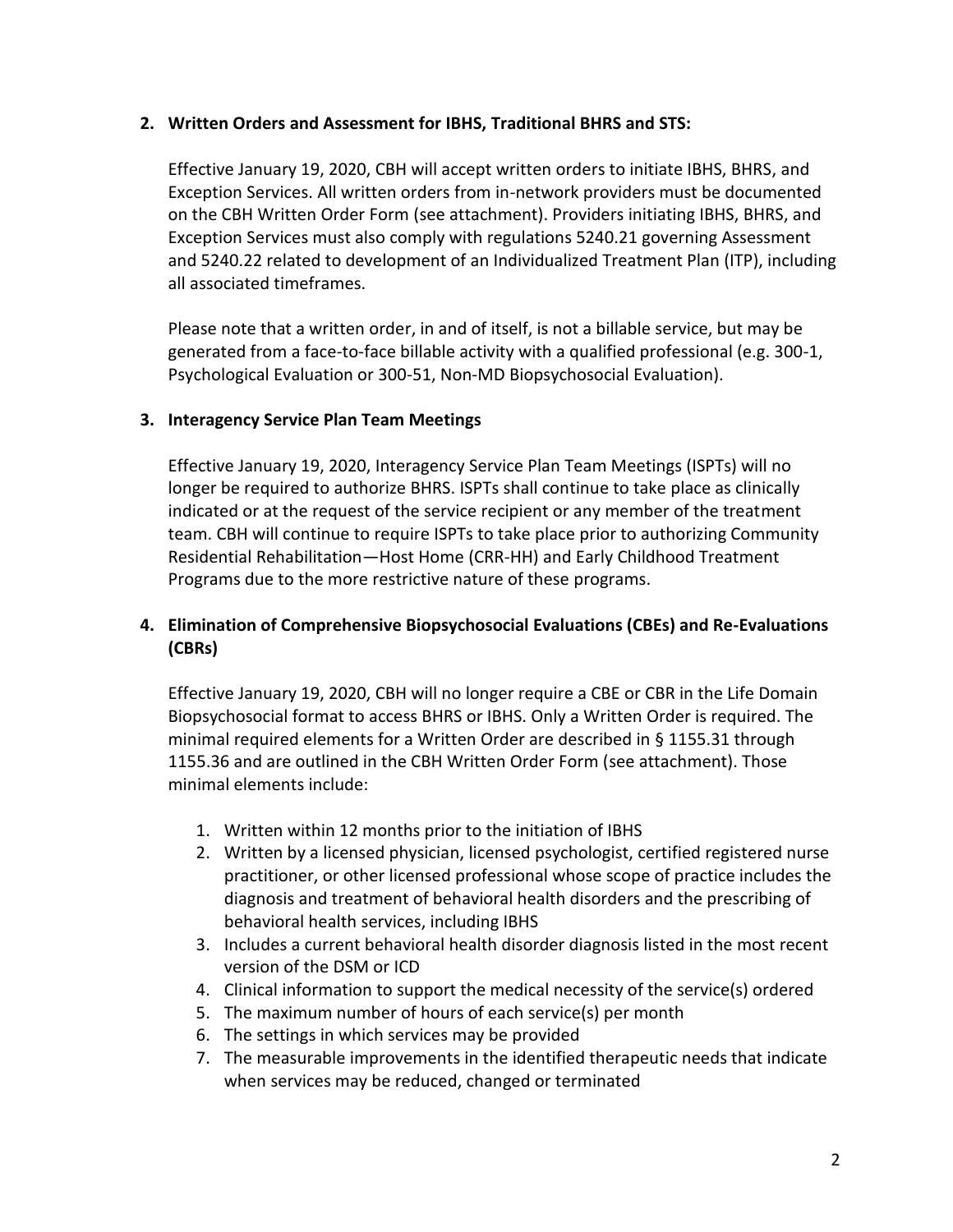## 2. Written Orders and Assessment for IBHS, Traditional BHRS and STS:

Effective January 19, 2020, CBH will accept written orders to initiate IBHS, BHRS, and Exception Services. All written orders from in-network providers must be documented on the CBH Written Order Form (see attachment). Providers initiating IBHS, BHRS, and Exception Services must also comply with regulations 5240.21 governing Assessment and 5240.22 related to development of an Individualized Treatment Plan (ITP), including all associated timeframes.

Please note that a written order, in and of itself, is not a billable service, but may be generated from a face-to-face billable activity with a qualified professional (e.g. 300-1, Psychological Evaluation or 300-51, Non-MD Biopsychosocial Evaluation).

## 3. Interagency Service Plan Team Meetings

Effective January 19, 2020, Interagency Service Plan Team Meetings (ISPTs) will no longer be required to authorize BHRS. ISPTs shall continue to take place as clinically indicated or at the request of the service recipient or any member of the treatment team. CBH will continue to require ISPTs to take place prior to authorizing Community Residential Rehabilitation—Host Home (CRR-HH) and Early Childhood Treatment Programs due to the more restrictive nature of these programs.

## 4. Elimination of Comprehensive Biopsychosocial Evaluations (CBEs) and Re-Evaluations (CBRs)

Effective January 19, 2020, CBH will no longer require a CBE or CBR in the Life Domain Biopsychosocial format to access BHRS or IBHS. Only a Written Order is required. The minimal required elements for a Written Order are described in § 1155.31 through 1155.36 and are outlined in the CBH Written Order Form (see attachment). Those minimal elements include:

1. Written within 12 months prior to the initiation of IBHS
2. Written by a licensed physician, licensed psychologist, certified registered nurse practitioner, or other licensed professional whose scope of practice includes the diagnosis and treatment of behavioral health disorders and the prescribing of behavioral health services, including IBHS
3. Includes a current behavioral health disorder diagnosis listed in the most recent version of the DSM or ICD
4. Clinical information to support the medical necessity of the service(s) ordered
5. The maximum number of hours of each service(s) per month
6. The settings in which services may be provided
7. The measurable improvements in the identified therapeutic needs that indicate when services may be reduced, changed or terminated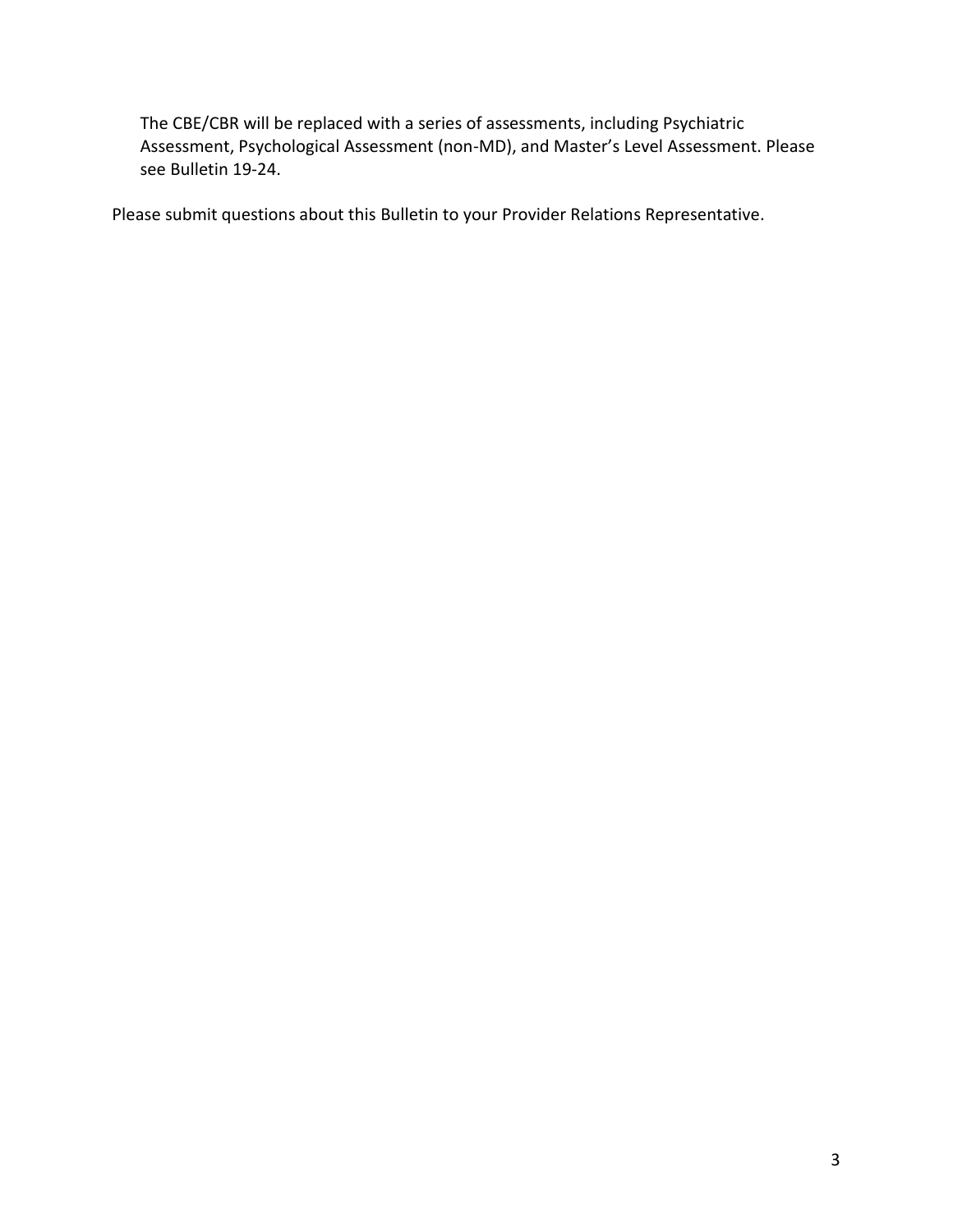The CBE/CBR will be replaced with a series of assessments, including Psychiatric Assessment, Psychological Assessment (non-MD), and Master's Level Assessment. Please see Bulletin 19-24.

Please submit questions about this Bulletin to your Provider Relations Representative.